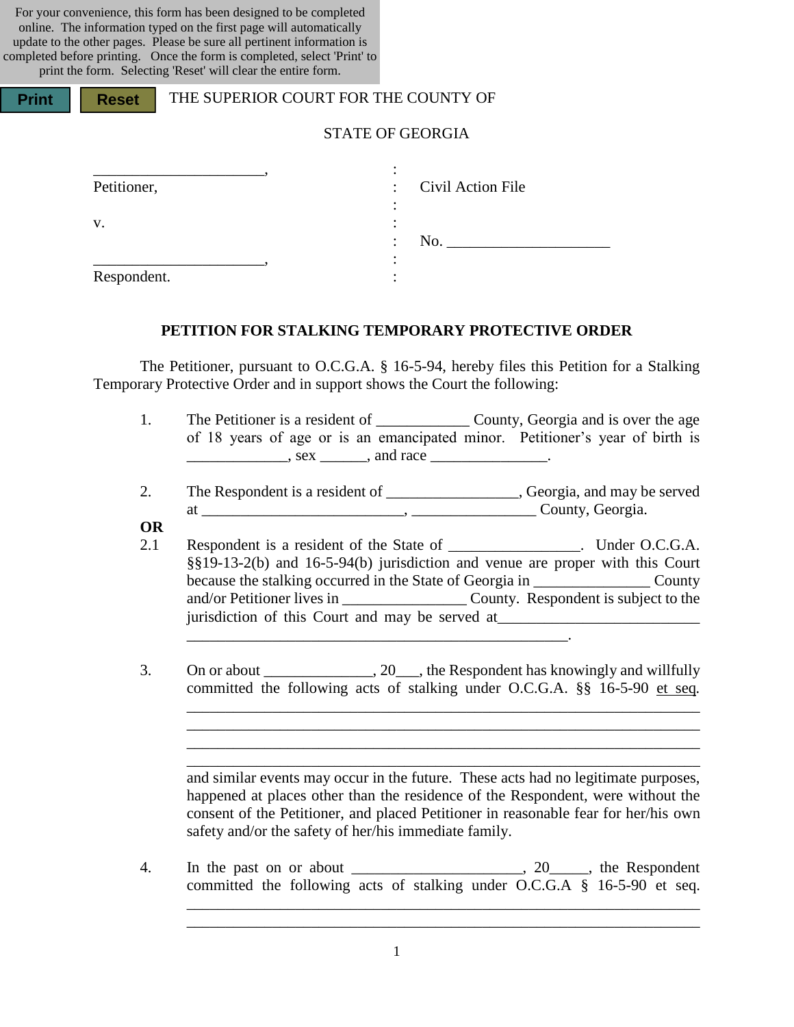For your convenience, this form has been designed to be completed online. The information typed on the first page will automatically update to the other pages. Please be sure all pertinent information is completed before printing. Once the form is completed, select 'Print' to print the form. Selecting 'Reset' will clear the entire form.

Print Reset

THE SUPERIOR COURT FOR THE COUNTY OF

STATE OF GEORGIA

| | | |
|---|---|---|
| ______________________, | : | |
| Petitioner, | : | Civil Action File |
| | : | |
| v. | : | |
| | : | No. _____________________ |
| | : | |
| ______________________, | : | |
| Respondent. | : | |

**PETITION FOR STALKING TEMPORARY PROTECTIVE ORDER**

The Petitioner, pursuant to O.C.G.A. § 16-5-94, hereby files this Petition for a Stalking Temporary Protective Order and in support shows the Court the following:

1. The Petitioner is a resident of ____________ County, Georgia and is over the age of 18 years of age or is an emancipated minor. Petitioner's year of birth is _____________, sex ______, and race _______________.

2. The Respondent is a resident of _________________, Georgia, and may be served at __________________________, ________________ County, Georgia.

**OR**

2.1 Respondent is a resident of the State of _________________. Under O.C.G.A. §§19-13-2(b) and 16-5-94(b) jurisdiction and venue are proper with this Court because the stalking occurred in the State of Georgia in _______________ County and/or Petitioner lives in ________________ County. Respondent is subject to the jurisdiction of this Court and may be served at__________________________ ___________________________________________________.

3. On or about ______________, 20___, the Respondent has knowingly and willfully committed the following acts of stalking under O.C.G.A. §§ 16-5-90 et seq. ____________________________________________________________________ ____________________________________________________________________ ____________________________________________________________________ ____________________________________________________________________ and similar events may occur in the future. These acts had no legitimate purposes, happened at places other than the residence of the Respondent, were without the consent of the Petitioner, and placed Petitioner in reasonable fear for her/his own safety and/or the safety of her/his immediate family.

4. In the past on or about ______________________, 20_____, the Respondent committed the following acts of stalking under O.C.G.A § 16-5-90 et seq. ____________________________________________________________________ ____________________________________________________________________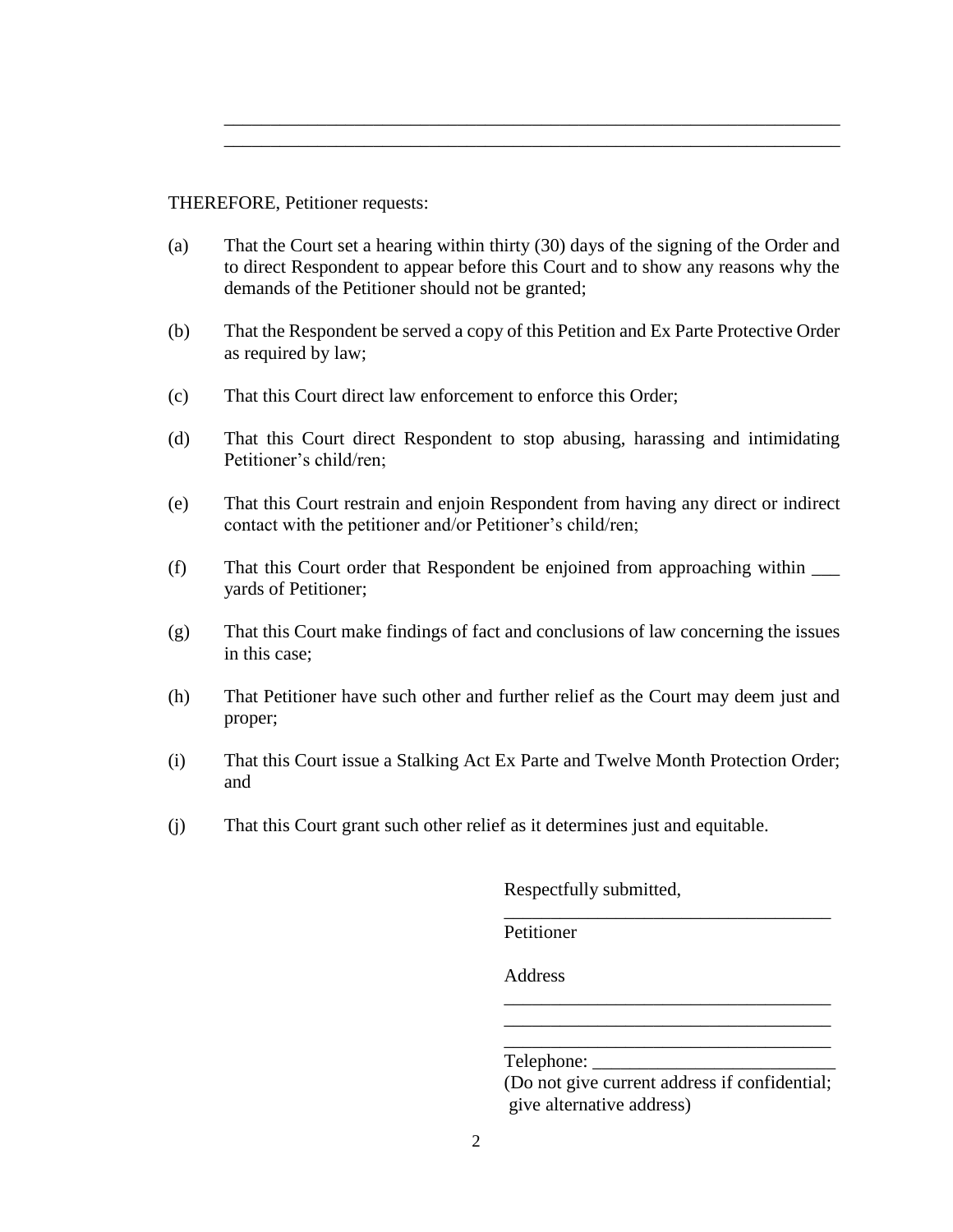\_\_\_\_\_\_\_\_\_\_\_\_\_\_\_\_\_\_\_\_\_\_\_\_\_\_\_\_\_\_\_\_\_\_\_\_\_\_\_\_\_\_\_\_\_\_\_\_\_\_\_\_\_\_\_\_\_\_\_\_\_\_\_\_

\_\_\_\_\_\_\_\_\_\_\_\_\_\_\_\_\_\_\_\_\_\_\_\_\_\_\_\_\_\_\_\_\_\_\_\_\_\_\_\_\_\_\_\_\_\_\_\_\_\_\_\_\_\_\_\_\_\_\_\_\_\_\_\_

THEREFORE, Petitioner requests:

(a) That the Court set a hearing within thirty (30) days of the signing of the Order and to direct Respondent to appear before this Court and to show any reasons why the demands of the Petitioner should not be granted;

(b) That the Respondent be served a copy of this Petition and Ex Parte Protective Order as required by law;

(c) That this Court direct law enforcement to enforce this Order;

(d) That this Court direct Respondent to stop abusing, harassing and intimidating Petitioner's child/ren;

(e) That this Court restrain and enjoin Respondent from having any direct or indirect contact with the petitioner and/or Petitioner's child/ren;

(f) That this Court order that Respondent be enjoined from approaching within \_\_\_ yards of Petitioner;

(g) That this Court make findings of fact and conclusions of law concerning the issues in this case;

(h) That Petitioner have such other and further relief as the Court may deem just and proper;

(i) That this Court issue a Stalking Act Ex Parte and Twelve Month Protection Order; and

(j) That this Court grant such other relief as it determines just and equitable.

Respectfully submitted,

\_\_\_\_\_\_\_\_\_\_\_\_\_\_\_\_\_\_\_\_\_\_\_\_\_\_\_\_\_\_\_\_\_\_\_
Petitioner

Address
\_\_\_\_\_\_\_\_\_\_\_\_\_\_\_\_\_\_\_\_\_\_\_\_\_\_\_\_\_\_\_\_\_\_\_
\_\_\_\_\_\_\_\_\_\_\_\_\_\_\_\_\_\_\_\_\_\_\_\_\_\_\_\_\_\_\_\_\_\_\_
\_\_\_\_\_\_\_\_\_\_\_\_\_\_\_\_\_\_\_\_\_\_\_\_\_\_\_\_\_\_\_\_\_\_\_
Telephone: \_\_\_\_\_\_\_\_\_\_\_\_\_\_\_\_\_\_\_\_\_\_\_\_\_\_
(Do not give current address if confidential; give alternative address)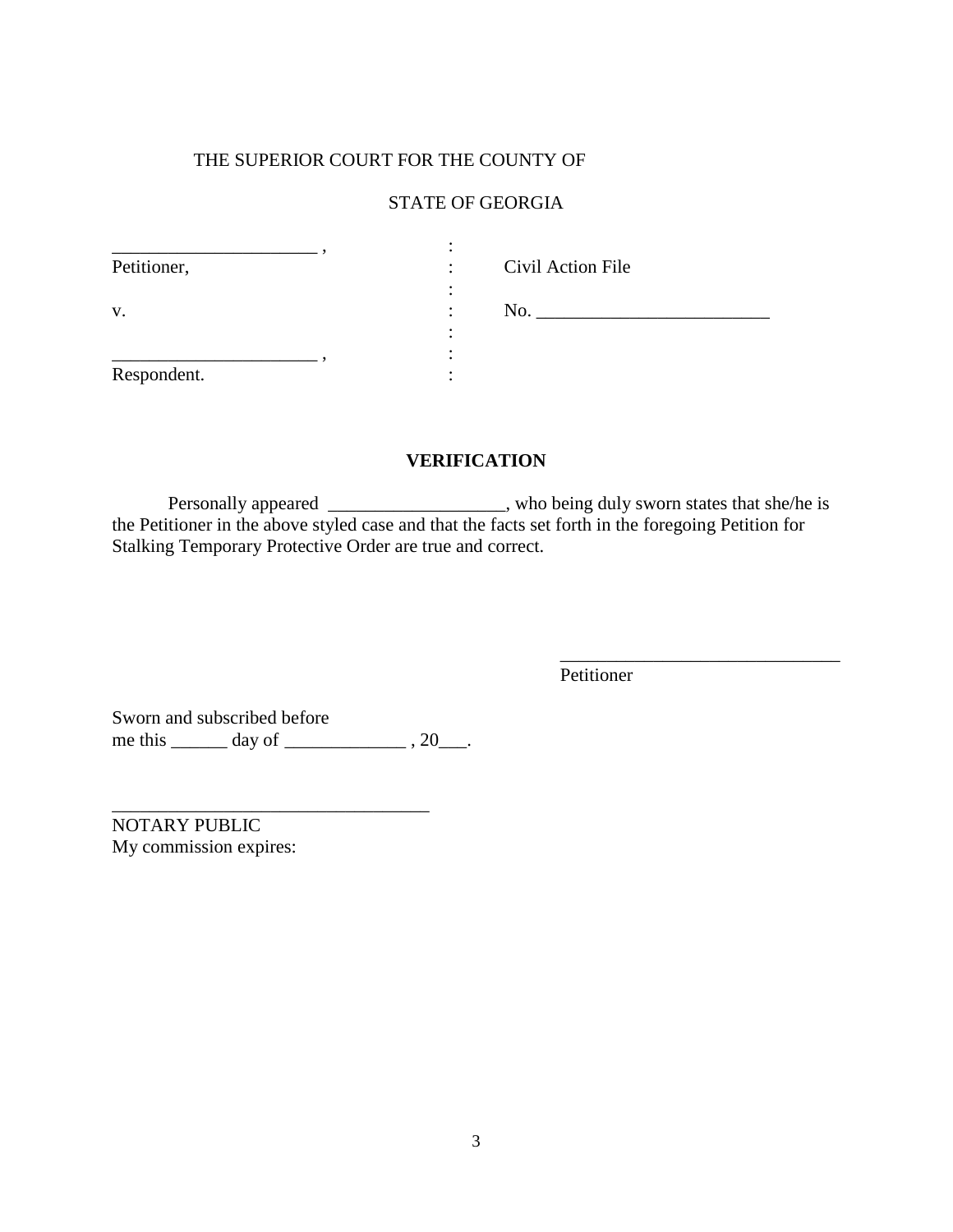THE SUPERIOR COURT FOR THE COUNTY OF

STATE OF GEORGIA

| | | |
|---|---|---|
| ______________________ , | : | |
| Petitioner, | : | Civil Action File |
| | : | |
| v. | : | No. _________________________ |
| | : | |
| ______________________ , | : | |
| Respondent. | : | |

**VERIFICATION**

Personally appeared ___________________, who being duly sworn states that she/he is the Petitioner in the above styled case and that the facts set forth in the foregoing Petition for Stalking Temporary Protective Order are true and correct.

______________________________
Petitioner

Sworn and subscribed before
me this ______ day of _____________ , 20___.

__________________________________
NOTARY PUBLIC
My commission expires: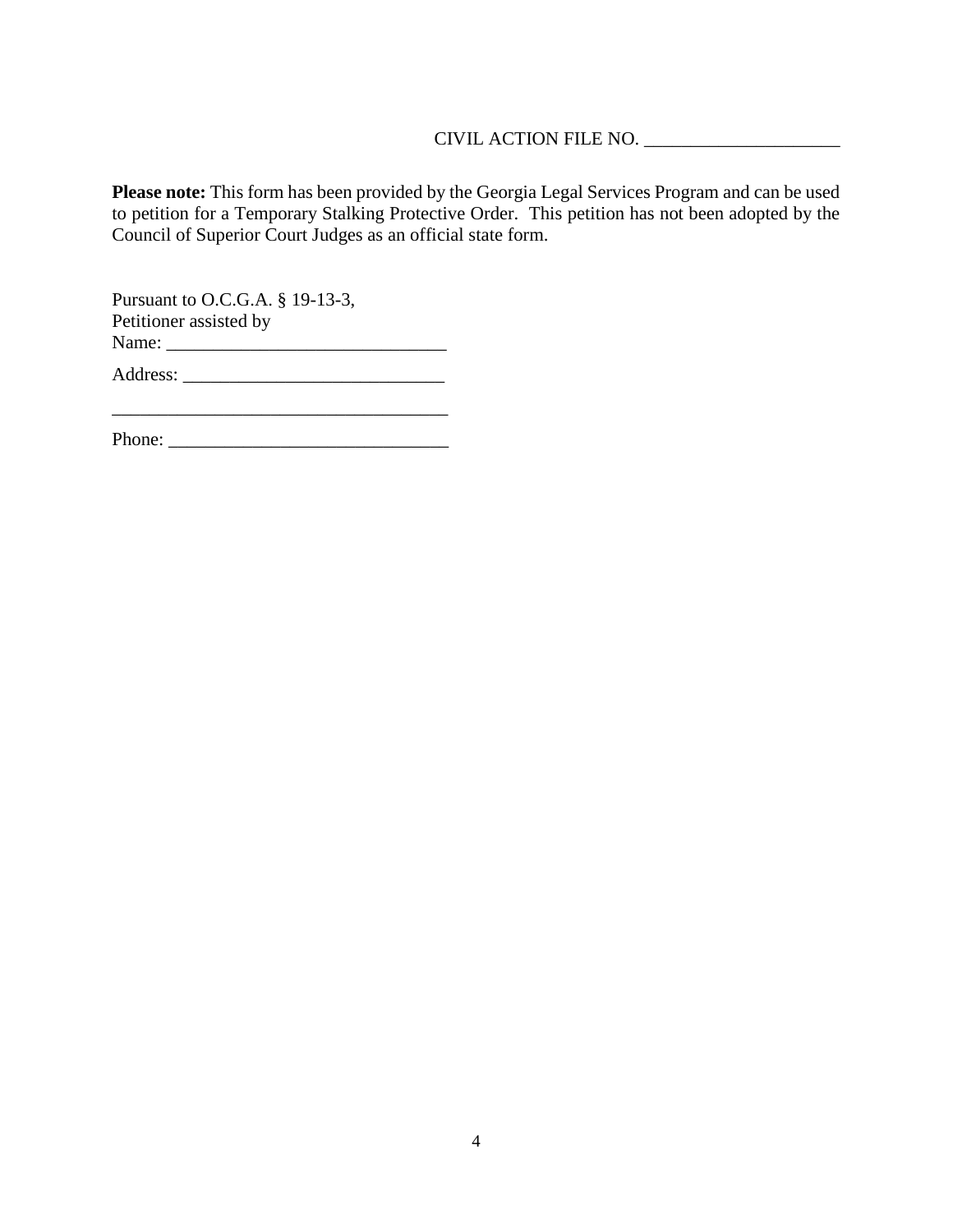CIVIL ACTION FILE NO. _____________________

**Please note:** This form has been provided by the Georgia Legal Services Program and can be used to petition for a Temporary Stalking Protective Order. This petition has not been adopted by the Council of Superior Court Judges as an official state form.

Pursuant to O.C.G.A. § 19-13-3,
Petitioner assisted by
Name: ______________________________

Address: ____________________________

____________________________________

Phone: ______________________________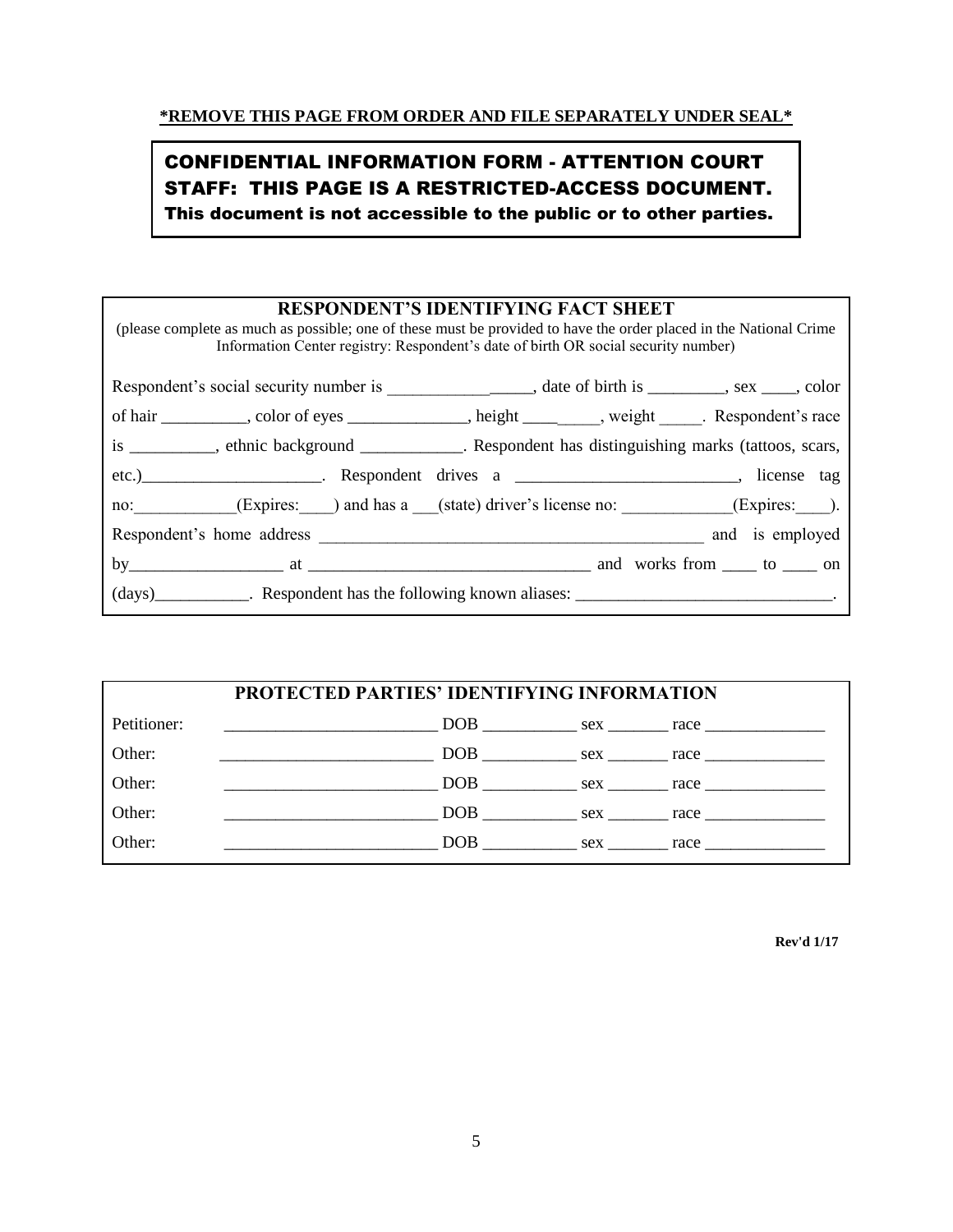**\*REMOVE THIS PAGE FROM ORDER AND FILE SEPARATELY UNDER SEAL\***

**CONFIDENTIAL INFORMATION FORM - ATTENTION COURT STAFF: THIS PAGE IS A RESTRICTED-ACCESS DOCUMENT.**
**This document is not accessible to the public or to other parties.**

## RESPONDENT'S IDENTIFYING FACT SHEET

(please complete as much as possible; one of these must be provided to have the order placed in the National Crime Information Center registry: Respondent's date of birth OR social security number)

Respondent's social security number is ____________\_____, date of birth is _________, sex ____, color of hair __________, color of eyes ______________, height ____\_____, weight _____. Respondent's race is __________, ethnic background ____________. Respondent has distinguishing marks (tattoos, scars, etc.)_____________________. Respondent drives a __________________________, license tag no:____________(Expires:____) and has a ___(state) driver's license no: _____________(Expires:____). Respondent's home address _______________________________________________ and is employed by__________________ at _________________________________ and works from ____ to ____ on (days)___________. Respondent has the following known aliases: _______________________________.

## PROTECTED PARTIES' IDENTIFYING INFORMATION

| | | | | |
|---|---|---|---|---|
| Petitioner: | _________________________ | DOB ___________ | sex _______ | race ______________ |
| Other: | _________________________ | DOB ___________ | sex _______ | race ______________ |
| Other: | _________________________ | DOB ___________ | sex _______ | race ______________ |
| Other: | _________________________ | DOB ___________ | sex _______ | race ______________ |
| Other: | _________________________ | DOB ___________ | sex _______ | race ______________ |

**Rev'd 1/17**